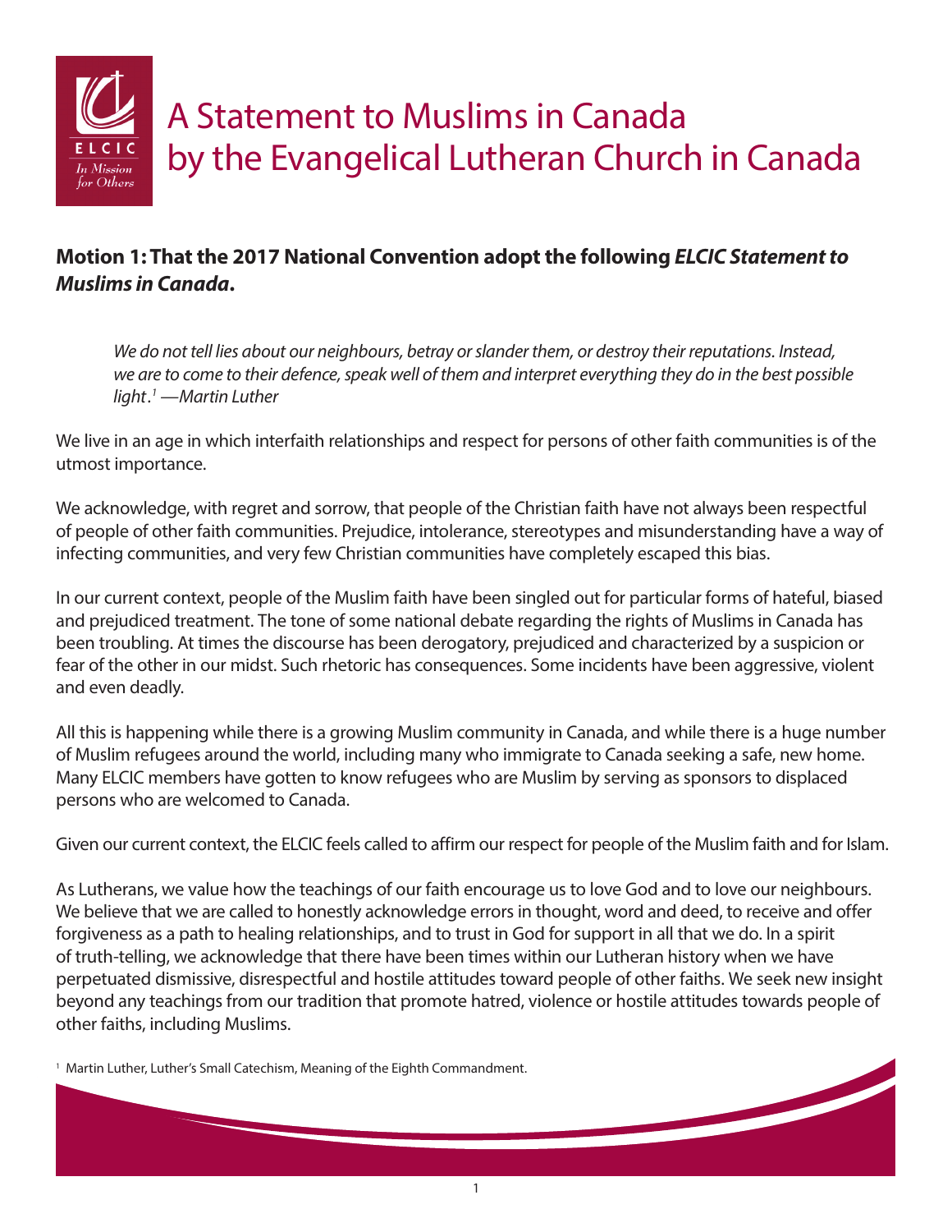# A Statement to Muslims in Canada by the Evangelical Lutheran Church in Canada

**Motion 1: That the 2017 National Convention adopt the following *ELCIC Statement to Muslims in Canada*.**

> *We do not tell lies about our neighbours, betray or slander them, or destroy their reputations. Instead, we are to come to their defence, speak well of them and interpret everything they do in the best possible light.*[1] *—Martin Luther*

We live in an age in which interfaith relationships and respect for persons of other faith communities is of the utmost importance.

We acknowledge, with regret and sorrow, that people of the Christian faith have not always been respectful of people of other faith communities. Prejudice, intolerance, stereotypes and misunderstanding have a way of infecting communities, and very few Christian communities have completely escaped this bias.

In our current context, people of the Muslim faith have been singled out for particular forms of hateful, biased and prejudiced treatment. The tone of some national debate regarding the rights of Muslims in Canada has been troubling. At times the discourse has been derogatory, prejudiced and characterized by a suspicion or fear of the other in our midst. Such rhetoric has consequences. Some incidents have been aggressive, violent and even deadly.

All this is happening while there is a growing Muslim community in Canada, and while there is a huge number of Muslim refugees around the world, including many who immigrate to Canada seeking a safe, new home. Many ELCIC members have gotten to know refugees who are Muslim by serving as sponsors to displaced persons who are welcomed to Canada.

Given our current context, the ELCIC feels called to affirm our respect for people of the Muslim faith and for Islam.

As Lutherans, we value how the teachings of our faith encourage us to love God and to love our neighbours. We believe that we are called to honestly acknowledge errors in thought, word and deed, to receive and offer forgiveness as a path to healing relationships, and to trust in God for support in all that we do. In a spirit of truth-telling, we acknowledge that there have been times within our Lutheran history when we have perpetuated dismissive, disrespectful and hostile attitudes toward people of other faiths. We seek new insight beyond any teachings from our tradition that promote hatred, violence or hostile attitudes towards people of other faiths, including Muslims.

[1] Martin Luther, Luther's Small Catechism, Meaning of the Eighth Commandment.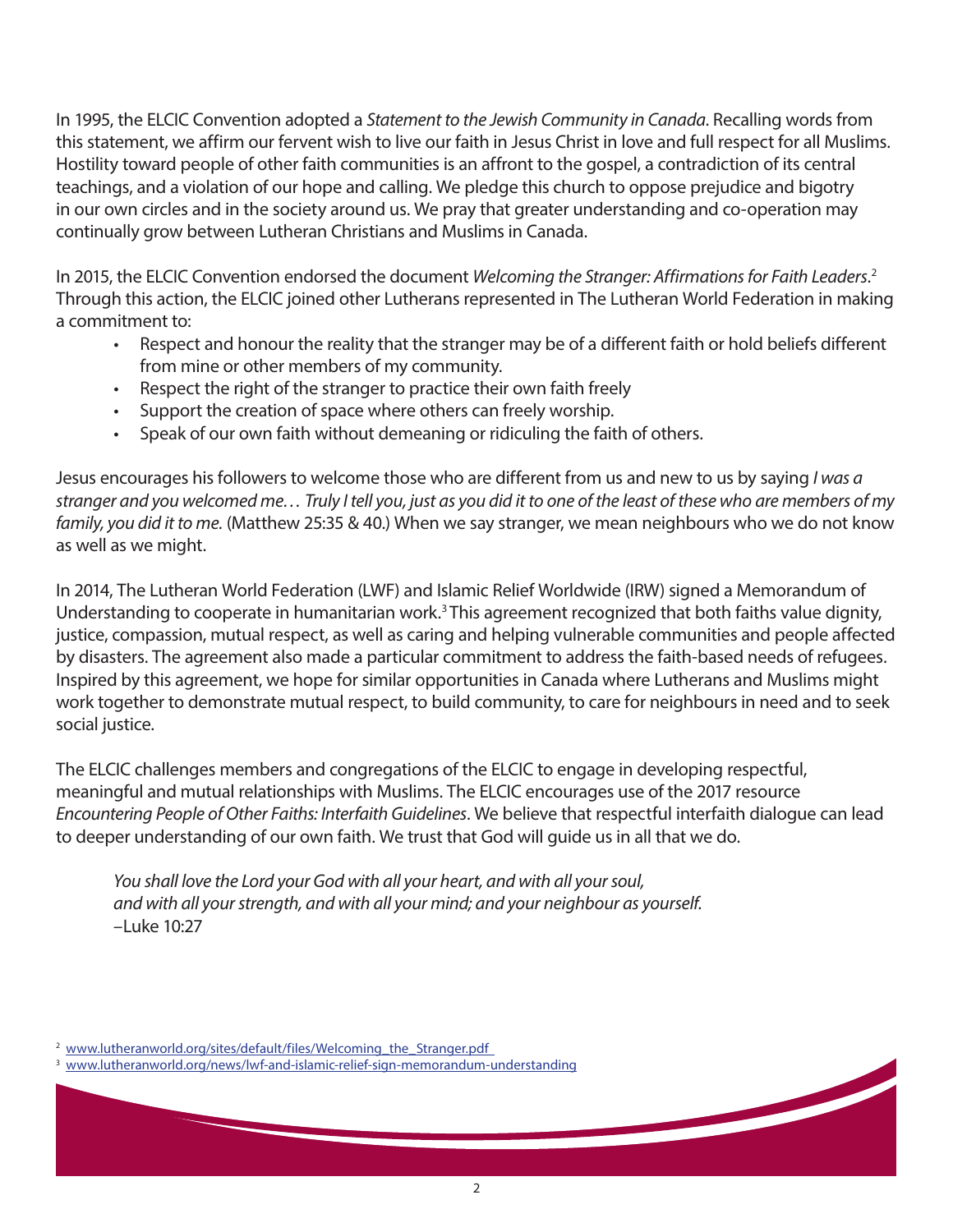In 1995, the ELCIC Convention adopted a *Statement to the Jewish Community in Canada*. Recalling words from this statement, we affirm our fervent wish to live our faith in Jesus Christ in love and full respect for all Muslims. Hostility toward people of other faith communities is an affront to the gospel, a contradiction of its central teachings, and a violation of our hope and calling. We pledge this church to oppose prejudice and bigotry in our own circles and in the society around us. We pray that greater understanding and co-operation may continually grow between Lutheran Christians and Muslims in Canada.

In 2015, the ELCIC Convention endorsed the document *Welcoming the Stranger: Affirmations for Faith Leaders*.[2] Through this action, the ELCIC joined other Lutherans represented in The Lutheran World Federation in making a commitment to:

- Respect and honour the reality that the stranger may be of a different faith or hold beliefs different from mine or other members of my community.
- Respect the right of the stranger to practice their own faith freely
- Support the creation of space where others can freely worship.
- Speak of our own faith without demeaning or ridiculing the faith of others.

Jesus encourages his followers to welcome those who are different from us and new to us by saying *I was a stranger and you welcomed me… Truly I tell you, just as you did it to one of the least of these who are members of my family, you did it to me.* (Matthew 25:35 & 40.) When we say stranger, we mean neighbours who we do not know as well as we might.

In 2014, The Lutheran World Federation (LWF) and Islamic Relief Worldwide (IRW) signed a Memorandum of Understanding to cooperate in humanitarian work.[3] This agreement recognized that both faiths value dignity, justice, compassion, mutual respect, as well as caring and helping vulnerable communities and people affected by disasters. The agreement also made a particular commitment to address the faith-based needs of refugees. Inspired by this agreement, we hope for similar opportunities in Canada where Lutherans and Muslims might work together to demonstrate mutual respect, to build community, to care for neighbours in need and to seek social justice.

The ELCIC challenges members and congregations of the ELCIC to engage in developing respectful, meaningful and mutual relationships with Muslims. The ELCIC encourages use of the 2017 resource *Encountering People of Other Faiths: Interfaith Guidelines*. We believe that respectful interfaith dialogue can lead to deeper understanding of our own faith. We trust that God will guide us in all that we do.

> *You shall love the Lord your God with all your heart, and with all your soul, and with all your strength, and with all your mind; and your neighbour as yourself.*
> –Luke 10:27

[2] www.lutheranworld.org/sites/default/files/Welcoming_the_Stranger.pdf

[3] www.lutheranworld.org/news/lwf-and-islamic-relief-sign-memorandum-understanding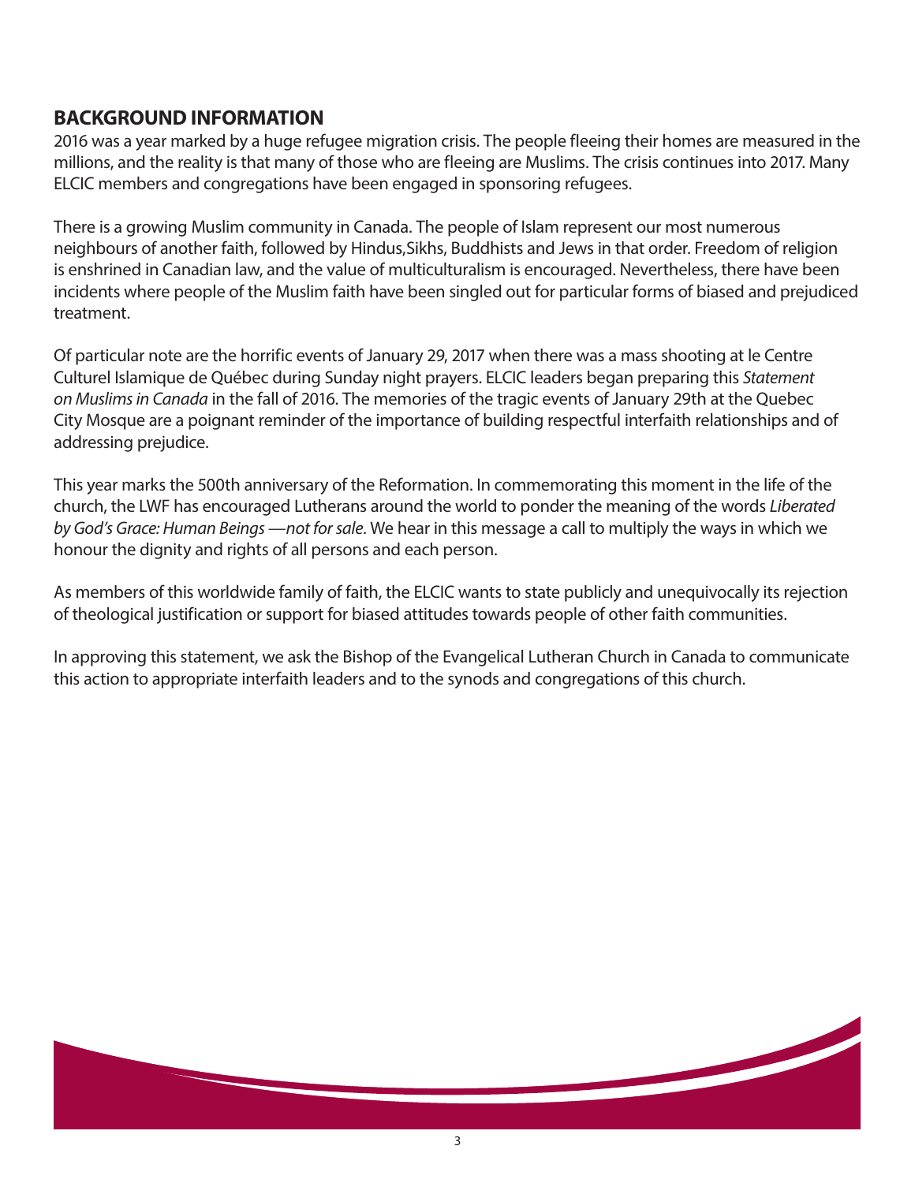## BACKGROUND INFORMATION

2016 was a year marked by a huge refugee migration crisis. The people fleeing their homes are measured in the millions, and the reality is that many of those who are fleeing are Muslims. The crisis continues into 2017. Many ELCIC members and congregations have been engaged in sponsoring refugees.

There is a growing Muslim community in Canada. The people of Islam represent our most numerous neighbours of another faith, followed by Hindus,Sikhs, Buddhists and Jews in that order. Freedom of religion is enshrined in Canadian law, and the value of multiculturalism is encouraged. Nevertheless, there have been incidents where people of the Muslim faith have been singled out for particular forms of biased and prejudiced treatment.

Of particular note are the horrific events of January 29, 2017 when there was a mass shooting at le Centre Culturel Islamique de Québec during Sunday night prayers. ELCIC leaders began preparing this *Statement on Muslims in Canada* in the fall of 2016. The memories of the tragic events of January 29th at the Quebec City Mosque are a poignant reminder of the importance of building respectful interfaith relationships and of addressing prejudice.

This year marks the 500th anniversary of the Reformation. In commemorating this moment in the life of the church, the LWF has encouraged Lutherans around the world to ponder the meaning of the words *Liberated by God's Grace: Human Beings —not for sale.* We hear in this message a call to multiply the ways in which we honour the dignity and rights of all persons and each person.

As members of this worldwide family of faith, the ELCIC wants to state publicly and unequivocally its rejection of theological justification or support for biased attitudes towards people of other faith communities.

In approving this statement, we ask the Bishop of the Evangelical Lutheran Church in Canada to communicate this action to appropriate interfaith leaders and to the synods and congregations of this church.